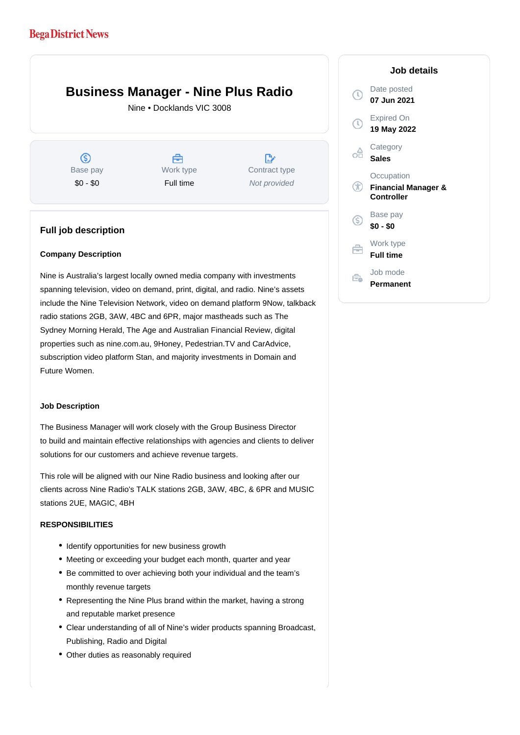Bega District News

# Business Manager - Nine Plus Radio

Nine • Docklands VIC 3008

Base pay
$0 - $0

Work type
Full time

Contract type
*Not provided*

## Job details

Date posted
**07 Jun 2021**

Expired On
**19 May 2022**

Category
**Sales**

Occupation
**Financial Manager & Controller**

Base pay
**$0 - $0**

Work type
**Full time**

Job mode
**Permanent**

## Full job description

**Company Description**

Nine is Australia's largest locally owned media company with investments spanning television, video on demand, print, digital, and radio. Nine's assets include the Nine Television Network, video on demand platform 9Now, talkback radio stations 2GB, 3AW, 4BC and 6PR, major mastheads such as The Sydney Morning Herald, The Age and Australian Financial Review, digital properties such as nine.com.au, 9Honey, Pedestrian.TV and CarAdvice, subscription video platform Stan, and majority investments in Domain and Future Women.

**Job Description**

The Business Manager will work closely with the Group Business Director to build and maintain effective relationships with agencies and clients to deliver solutions for our customers and achieve revenue targets.

This role will be aligned with our Nine Radio business and looking after our clients across Nine Radio's TALK stations 2GB, 3AW, 4BC, & 6PR and MUSIC stations 2UE, MAGIC, 4BH

**RESPONSIBILITIES**

- Identify opportunities for new business growth
- Meeting or exceeding your budget each month, quarter and year
- Be committed to over achieving both your individual and the team's monthly revenue targets
- Representing the Nine Plus brand within the market, having a strong and reputable market presence
- Clear understanding of all of Nine's wider products spanning Broadcast, Publishing, Radio and Digital
- Other duties as reasonably required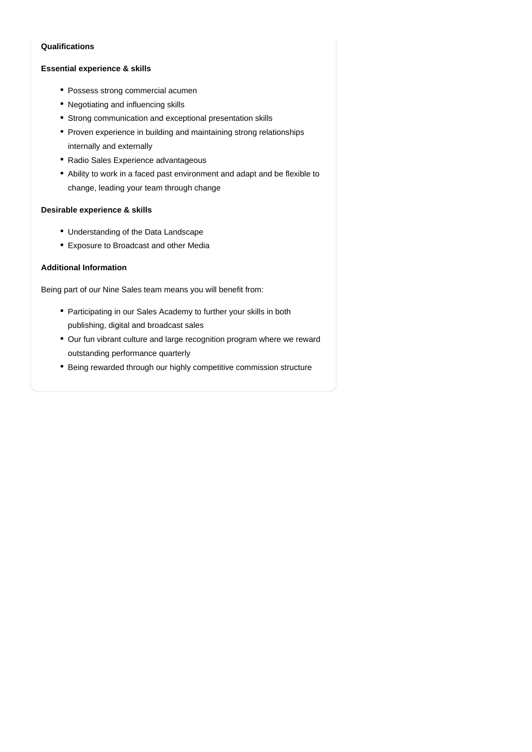**Qualifications**

**Essential experience & skills**

- Possess strong commercial acumen
- Negotiating and influencing skills
- Strong communication and exceptional presentation skills
- Proven experience in building and maintaining strong relationships internally and externally
- Radio Sales Experience advantageous
- Ability to work in a faced past environment and adapt and be flexible to change, leading your team through change

**Desirable experience & skills**

- Understanding of the Data Landscape
- Exposure to Broadcast and other Media

**Additional Information**

Being part of our Nine Sales team means you will benefit from:

- Participating in our Sales Academy to further your skills in both publishing, digital and broadcast sales
- Our fun vibrant culture and large recognition program where we reward outstanding performance quarterly
- Being rewarded through our highly competitive commission structure